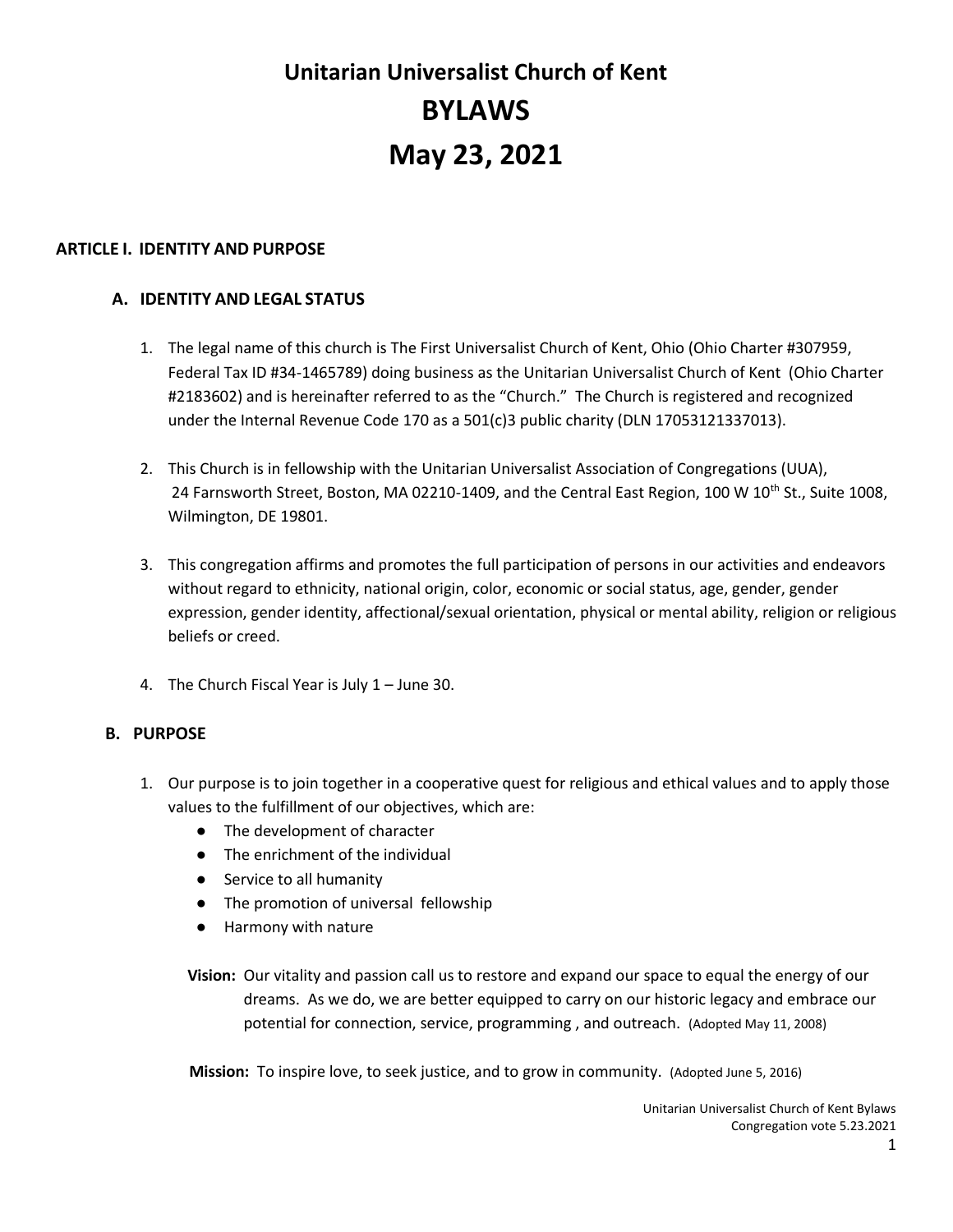# Unitarian Universalist Church of Kent
# BYLAWS
# May 23, 2021

## ARTICLE I. IDENTITY AND PURPOSE

### A. IDENTITY AND LEGAL STATUS

1. The legal name of this church is The First Universalist Church of Kent, Ohio (Ohio Charter #307959, Federal Tax ID #34-1465789) doing business as the Unitarian Universalist Church of Kent (Ohio Charter #2183602) and is hereinafter referred to as the "Church." The Church is registered and recognized under the Internal Revenue Code 170 as a 501(c)3 public charity (DLN 17053121337013).

2. This Church is in fellowship with the Unitarian Universalist Association of Congregations (UUA), 24 Farnsworth Street, Boston, MA 02210-1409, and the Central East Region, 100 W 10th St., Suite 1008, Wilmington, DE 19801.

3. This congregation affirms and promotes the full participation of persons in our activities and endeavors without regard to ethnicity, national origin, color, economic or social status, age, gender, gender expression, gender identity, affectional/sexual orientation, physical or mental ability, religion or religious beliefs or creed.

4. The Church Fiscal Year is July 1 – June 30.

### B. PURPOSE

1. Our purpose is to join together in a cooperative quest for religious and ethical values and to apply those values to the fulfillment of our objectives, which are:
   - The development of character
   - The enrichment of the individual
   - Service to all humanity
   - The promotion of universal fellowship
   - Harmony with nature

**Vision:** Our vitality and passion call us to restore and expand our space to equal the energy of our dreams. As we do, we are better equipped to carry on our historic legacy and embrace our potential for connection, service, programming , and outreach. (Adopted May 11, 2008)

**Mission:** To inspire love, to seek justice, and to grow in community. (Adopted June 5, 2016)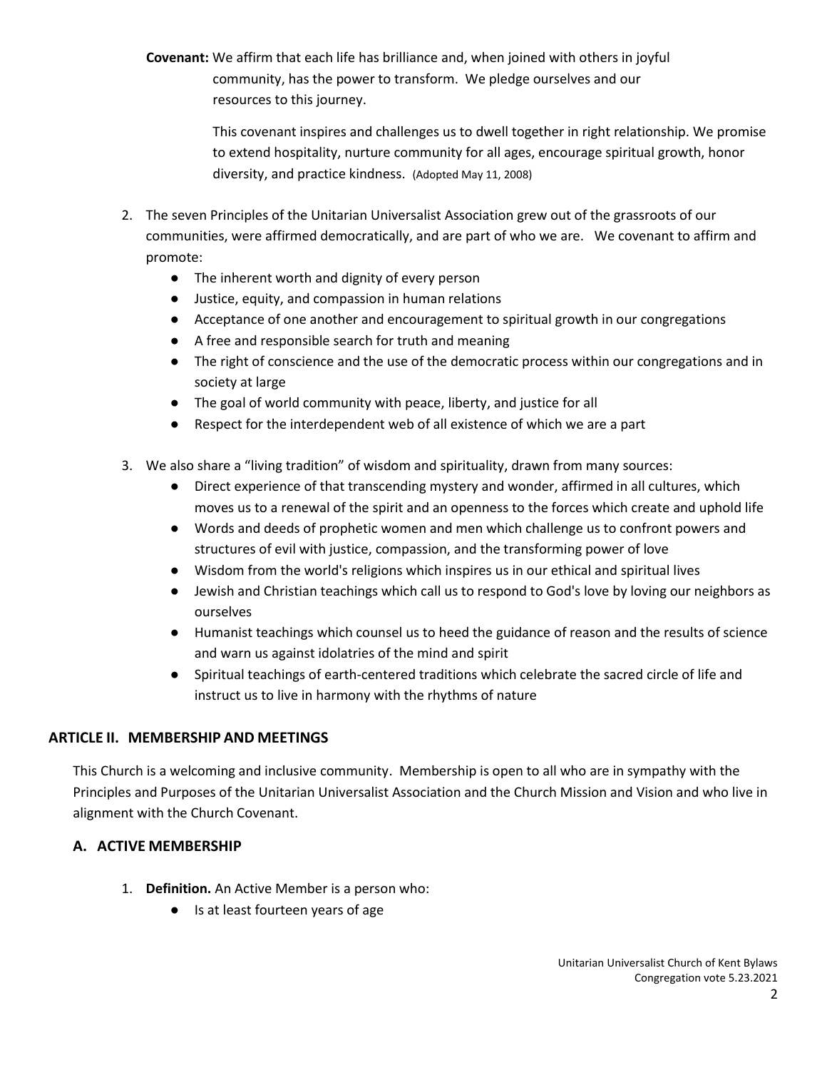**Covenant:** We affirm that each life has brilliance and, when joined with others in joyful community, has the power to transform. We pledge ourselves and our resources to this journey.

This covenant inspires and challenges us to dwell together in right relationship. We promise to extend hospitality, nurture community for all ages, encourage spiritual growth, honor diversity, and practice kindness. (Adopted May 11, 2008)

2. The seven Principles of the Unitarian Universalist Association grew out of the grassroots of our communities, were affirmed democratically, and are part of who we are. We covenant to affirm and promote:
   - The inherent worth and dignity of every person
   - Justice, equity, and compassion in human relations
   - Acceptance of one another and encouragement to spiritual growth in our congregations
   - A free and responsible search for truth and meaning
   - The right of conscience and the use of the democratic process within our congregations and in society at large
   - The goal of world community with peace, liberty, and justice for all
   - Respect for the interdependent web of all existence of which we are a part

3. We also share a "living tradition" of wisdom and spirituality, drawn from many sources:
   - Direct experience of that transcending mystery and wonder, affirmed in all cultures, which moves us to a renewal of the spirit and an openness to the forces which create and uphold life
   - Words and deeds of prophetic women and men which challenge us to confront powers and structures of evil with justice, compassion, and the transforming power of love
   - Wisdom from the world's religions which inspires us in our ethical and spiritual lives
   - Jewish and Christian teachings which call us to respond to God's love by loving our neighbors as ourselves
   - Humanist teachings which counsel us to heed the guidance of reason and the results of science and warn us against idolatries of the mind and spirit
   - Spiritual teachings of earth-centered traditions which celebrate the sacred circle of life and instruct us to live in harmony with the rhythms of nature

## ARTICLE II. MEMBERSHIP AND MEETINGS

This Church is a welcoming and inclusive community. Membership is open to all who are in sympathy with the Principles and Purposes of the Unitarian Universalist Association and the Church Mission and Vision and who live in alignment with the Church Covenant.

### A. ACTIVE MEMBERSHIP

1. **Definition.** An Active Member is a person who:
   - Is at least fourteen years of age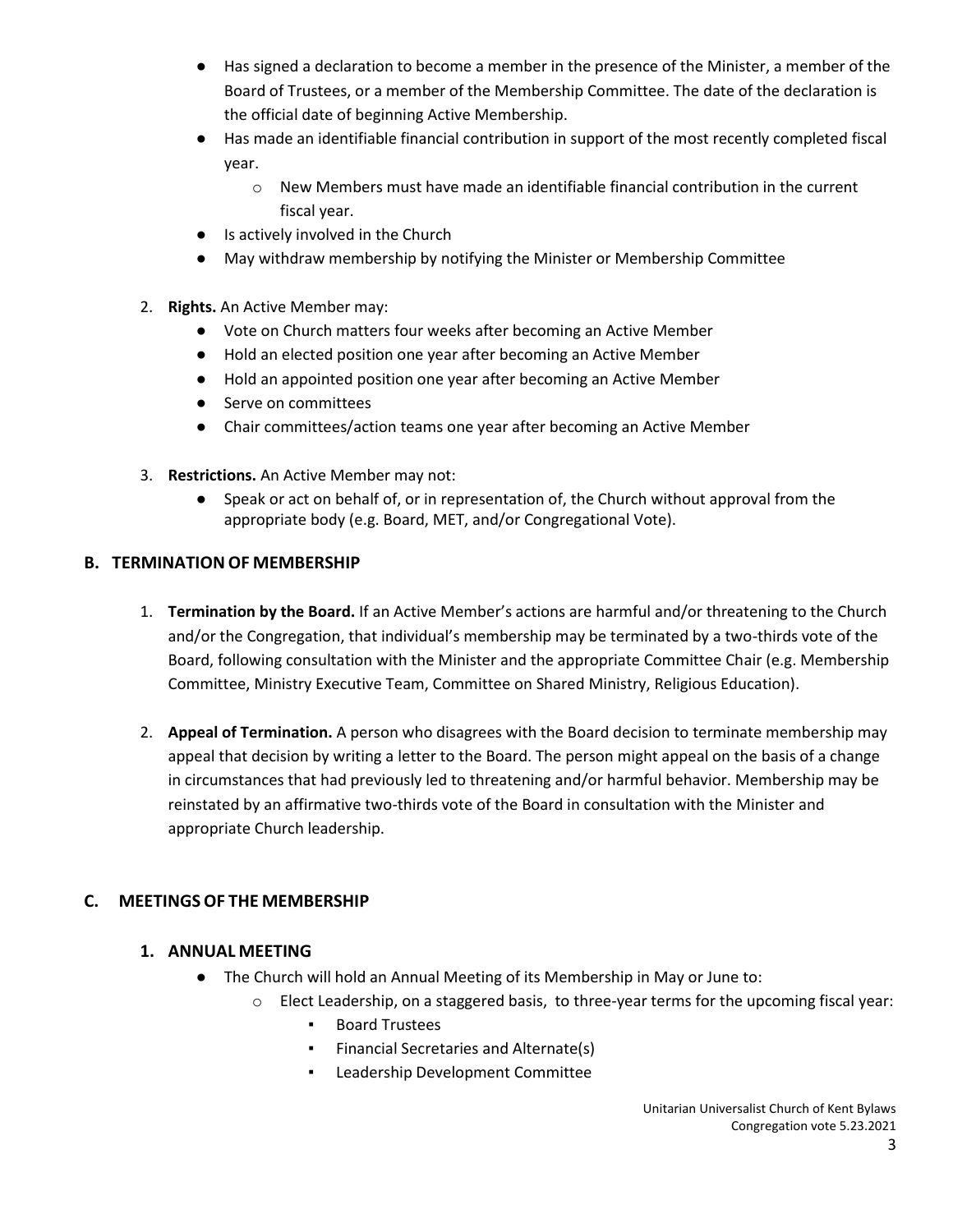- Has signed a declaration to become a member in the presence of the Minister, a member of the Board of Trustees, or a member of the Membership Committee. The date of the declaration is the official date of beginning Active Membership.
- Has made an identifiable financial contribution in support of the most recently completed fiscal year.
  - New Members must have made an identifiable financial contribution in the current fiscal year.
- Is actively involved in the Church
- May withdraw membership by notifying the Minister or Membership Committee

2. **Rights.** An Active Member may:
   - Vote on Church matters four weeks after becoming an Active Member
   - Hold an elected position one year after becoming an Active Member
   - Hold an appointed position one year after becoming an Active Member
   - Serve on committees
   - Chair committees/action teams one year after becoming an Active Member

3. **Restrictions.** An Active Member may not:
   - Speak or act on behalf of, or in representation of, the Church without approval from the appropriate body (e.g. Board, MET, and/or Congregational Vote).

## B. TERMINATION OF MEMBERSHIP

1. **Termination by the Board.** If an Active Member's actions are harmful and/or threatening to the Church and/or the Congregation, that individual's membership may be terminated by a two-thirds vote of the Board, following consultation with the Minister and the appropriate Committee Chair (e.g. Membership Committee, Ministry Executive Team, Committee on Shared Ministry, Religious Education).

2. **Appeal of Termination.** A person who disagrees with the Board decision to terminate membership may appeal that decision by writing a letter to the Board. The person might appeal on the basis of a change in circumstances that had previously led to threatening and/or harmful behavior. Membership may be reinstated by an affirmative two-thirds vote of the Board in consultation with the Minister and appropriate Church leadership.

## C. MEETINGS OF THE MEMBERSHIP

### 1. ANNUAL MEETING

- The Church will hold an Annual Meeting of its Membership in May or June to:
  - Elect Leadership, on a staggered basis, to three-year terms for the upcoming fiscal year:
    - Board Trustees
    - Financial Secretaries and Alternate(s)
    - Leadership Development Committee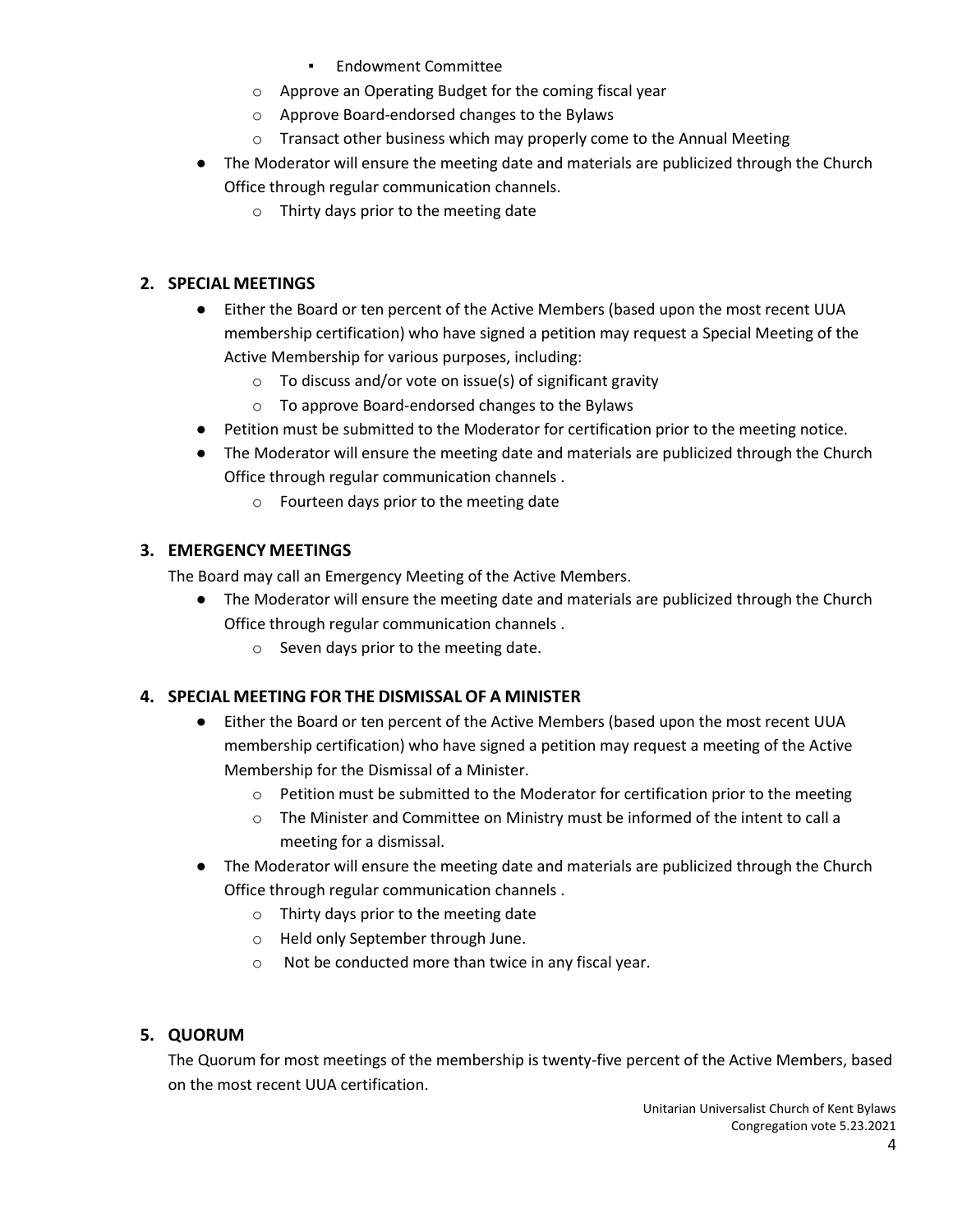- Endowment Committee
  - Approve an Operating Budget for the coming fiscal year
  - Approve Board-endorsed changes to the Bylaws
  - Transact other business which may properly come to the Annual Meeting
- The Moderator will ensure the meeting date and materials are publicized through the Church Office through regular communication channels.
  - Thirty days prior to the meeting date

### 2. SPECIAL MEETINGS

- Either the Board or ten percent of the Active Members (based upon the most recent UUA membership certification) who have signed a petition may request a Special Meeting of the Active Membership for various purposes, including:
  - To discuss and/or vote on issue(s) of significant gravity
  - To approve Board-endorsed changes to the Bylaws
- Petition must be submitted to the Moderator for certification prior to the meeting notice.
- The Moderator will ensure the meeting date and materials are publicized through the Church Office through regular communication channels .
  - Fourteen days prior to the meeting date

### 3. EMERGENCY MEETINGS

The Board may call an Emergency Meeting of the Active Members.

- The Moderator will ensure the meeting date and materials are publicized through the Church Office through regular communication channels .
  - Seven days prior to the meeting date.

### 4. SPECIAL MEETING FOR THE DISMISSAL OF A MINISTER

- Either the Board or ten percent of the Active Members (based upon the most recent UUA membership certification) who have signed a petition may request a meeting of the Active Membership for the Dismissal of a Minister.
  - Petition must be submitted to the Moderator for certification prior to the meeting
  - The Minister and Committee on Ministry must be informed of the intent to call a meeting for a dismissal.
- The Moderator will ensure the meeting date and materials are publicized through the Church Office through regular communication channels .
  - Thirty days prior to the meeting date
  - Held only September through June.
  - Not be conducted more than twice in any fiscal year.

### 5. QUORUM

The Quorum for most meetings of the membership is twenty-five percent of the Active Members, based on the most recent UUA certification.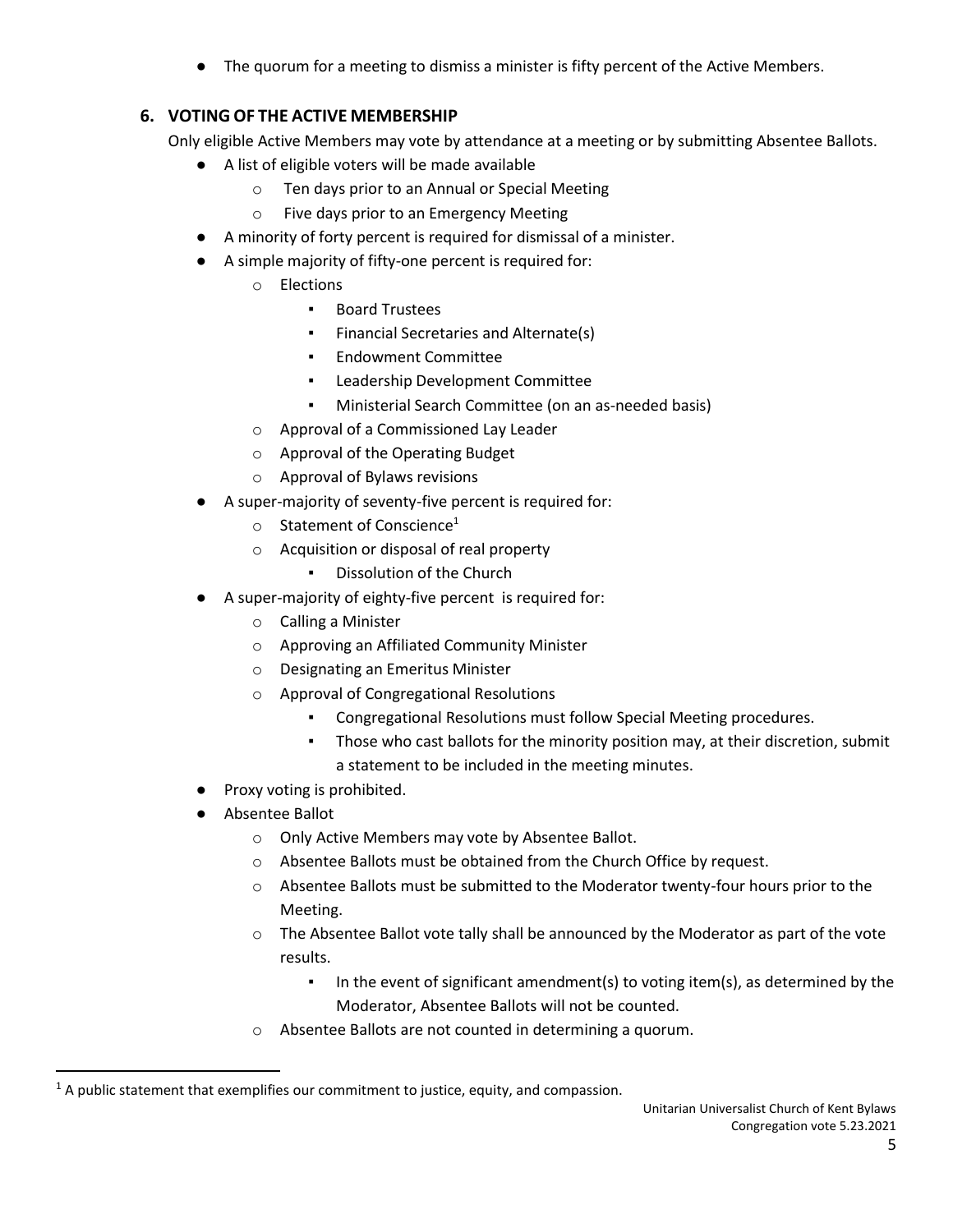- The quorum for a meeting to dismiss a minister is fifty percent of the Active Members.

## 6. VOTING OF THE ACTIVE MEMBERSHIP

Only eligible Active Members may vote by attendance at a meeting or by submitting Absentee Ballots.

- A list of eligible voters will be made available
  - Ten days prior to an Annual or Special Meeting
  - Five days prior to an Emergency Meeting
- A minority of forty percent is required for dismissal of a minister.
- A simple majority of fifty-one percent is required for:
  - Elections
    - Board Trustees
    - Financial Secretaries and Alternate(s)
    - Endowment Committee
    - Leadership Development Committee
    - Ministerial Search Committee (on an as-needed basis)
  - Approval of a Commissioned Lay Leader
  - Approval of the Operating Budget
  - Approval of Bylaws revisions
- A super-majority of seventy-five percent is required for:
  - Statement of Conscience[1]
  - Acquisition or disposal of real property
    - Dissolution of the Church
- A super-majority of eighty-five percent is required for:
  - Calling a Minister
  - Approving an Affiliated Community Minister
  - Designating an Emeritus Minister
  - Approval of Congregational Resolutions
    - Congregational Resolutions must follow Special Meeting procedures.
    - Those who cast ballots for the minority position may, at their discretion, submit a statement to be included in the meeting minutes.
- Proxy voting is prohibited.
- Absentee Ballot
  - Only Active Members may vote by Absentee Ballot.
  - Absentee Ballots must be obtained from the Church Office by request.
  - Absentee Ballots must be submitted to the Moderator twenty-four hours prior to the Meeting.
  - The Absentee Ballot vote tally shall be announced by the Moderator as part of the vote results.
    - In the event of significant amendment(s) to voting item(s), as determined by the Moderator, Absentee Ballots will not be counted.
  - Absentee Ballots are not counted in determining a quorum.

[1] A public statement that exemplifies our commitment to justice, equity, and compassion.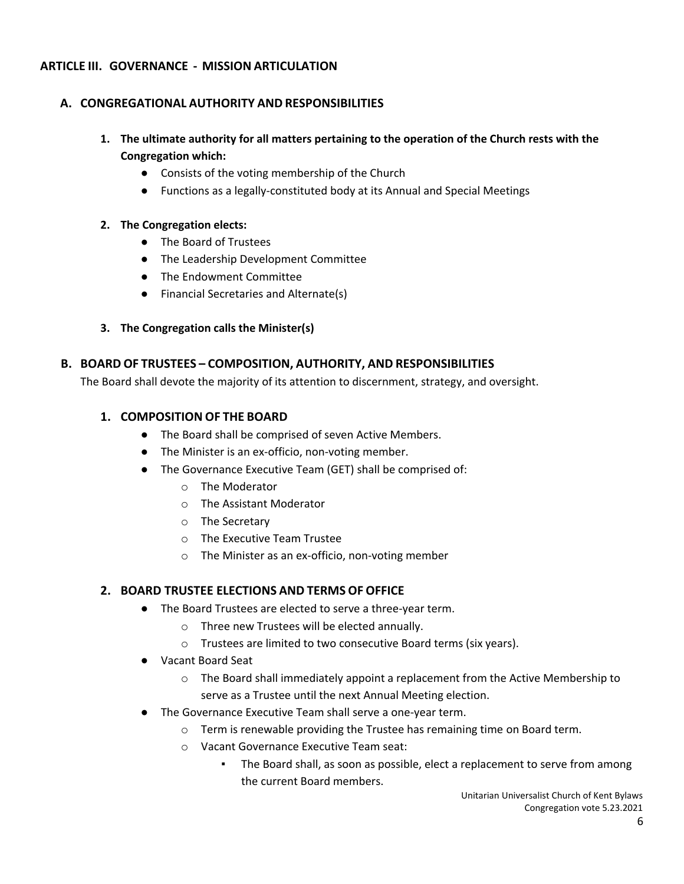## ARTICLE III. GOVERNANCE - MISSION ARTICULATION

### A. CONGREGATIONAL AUTHORITY AND RESPONSIBILITIES

1. **The ultimate authority for all matters pertaining to the operation of the Church rests with the Congregation which:**
   - Consists of the voting membership of the Church
   - Functions as a legally-constituted body at its Annual and Special Meetings

2. **The Congregation elects:**
   - The Board of Trustees
   - The Leadership Development Committee
   - The Endowment Committee
   - Financial Secretaries and Alternate(s)

3. **The Congregation calls the Minister(s)**

### B. BOARD OF TRUSTEES – COMPOSITION, AUTHORITY, AND RESPONSIBILITIES

The Board shall devote the majority of its attention to discernment, strategy, and oversight.

#### 1. COMPOSITION OF THE BOARD

- The Board shall be comprised of seven Active Members.
- The Minister is an ex-officio, non-voting member.
- The Governance Executive Team (GET) shall be comprised of:
  - The Moderator
  - The Assistant Moderator
  - The Secretary
  - The Executive Team Trustee
  - The Minister as an ex-officio, non-voting member

#### 2. BOARD TRUSTEE ELECTIONS AND TERMS OF OFFICE

- The Board Trustees are elected to serve a three-year term.
  - Three new Trustees will be elected annually.
  - Trustees are limited to two consecutive Board terms (six years).
- Vacant Board Seat
  - The Board shall immediately appoint a replacement from the Active Membership to serve as a Trustee until the next Annual Meeting election.
- The Governance Executive Team shall serve a one-year term.
  - Term is renewable providing the Trustee has remaining time on Board term.
  - Vacant Governance Executive Team seat:
    - The Board shall, as soon as possible, elect a replacement to serve from among the current Board members.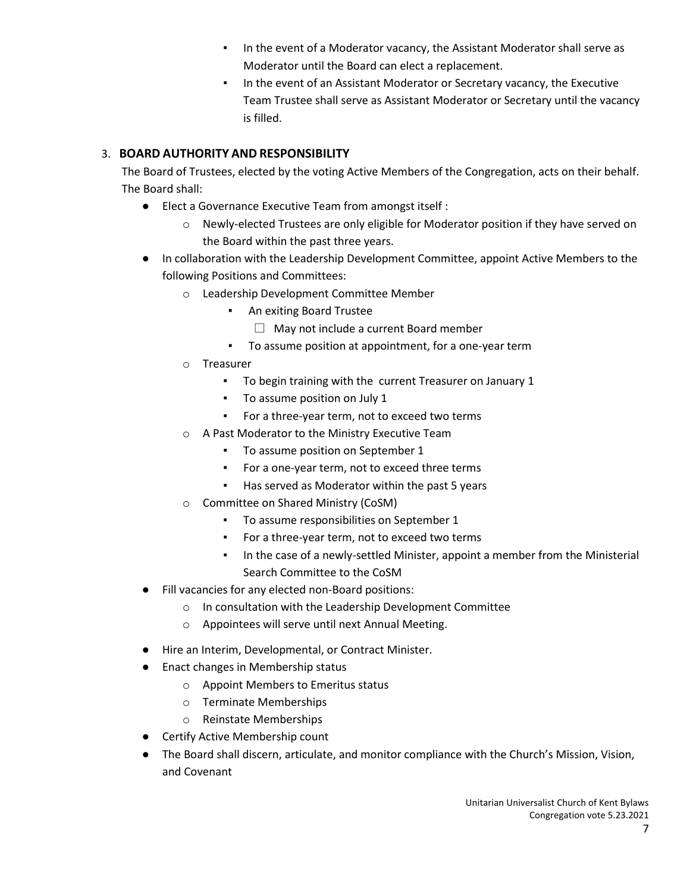- In the event of a Moderator vacancy, the Assistant Moderator shall serve as Moderator until the Board can elect a replacement.
    - In the event of an Assistant Moderator or Secretary vacancy, the Executive Team Trustee shall serve as Assistant Moderator or Secretary until the vacancy is filled.

3. **BOARD AUTHORITY AND RESPONSIBILITY**

   The Board of Trustees, elected by the voting Active Members of the Congregation, acts on their behalf. The Board shall:

   - Elect a Governance Executive Team from amongst itself :
     - Newly-elected Trustees are only eligible for Moderator position if they have served on the Board within the past three years.
   - In collaboration with the Leadership Development Committee, appoint Active Members to the following Positions and Committees:
     - Leadership Development Committee Member
       - An exiting Board Trustee
         - May not include a current Board member
       - To assume position at appointment, for a one-year term
     - Treasurer
       - To begin training with the current Treasurer on January 1
       - To assume position on July 1
       - For a three-year term, not to exceed two terms
     - A Past Moderator to the Ministry Executive Team
       - To assume position on September 1
       - For a one-year term, not to exceed three terms
       - Has served as Moderator within the past 5 years
     - Committee on Shared Ministry (CoSM)
       - To assume responsibilities on September 1
       - For a three-year term, not to exceed two terms
       - In the case of a newly-settled Minister, appoint a member from the Ministerial Search Committee to the CoSM
   - Fill vacancies for any elected non-Board positions:
     - In consultation with the Leadership Development Committee
     - Appointees will serve until next Annual Meeting.
   - Hire an Interim, Developmental, or Contract Minister.
   - Enact changes in Membership status
     - Appoint Members to Emeritus status
     - Terminate Memberships
     - Reinstate Memberships
   - Certify Active Membership count
   - The Board shall discern, articulate, and monitor compliance with the Church's Mission, Vision, and Covenant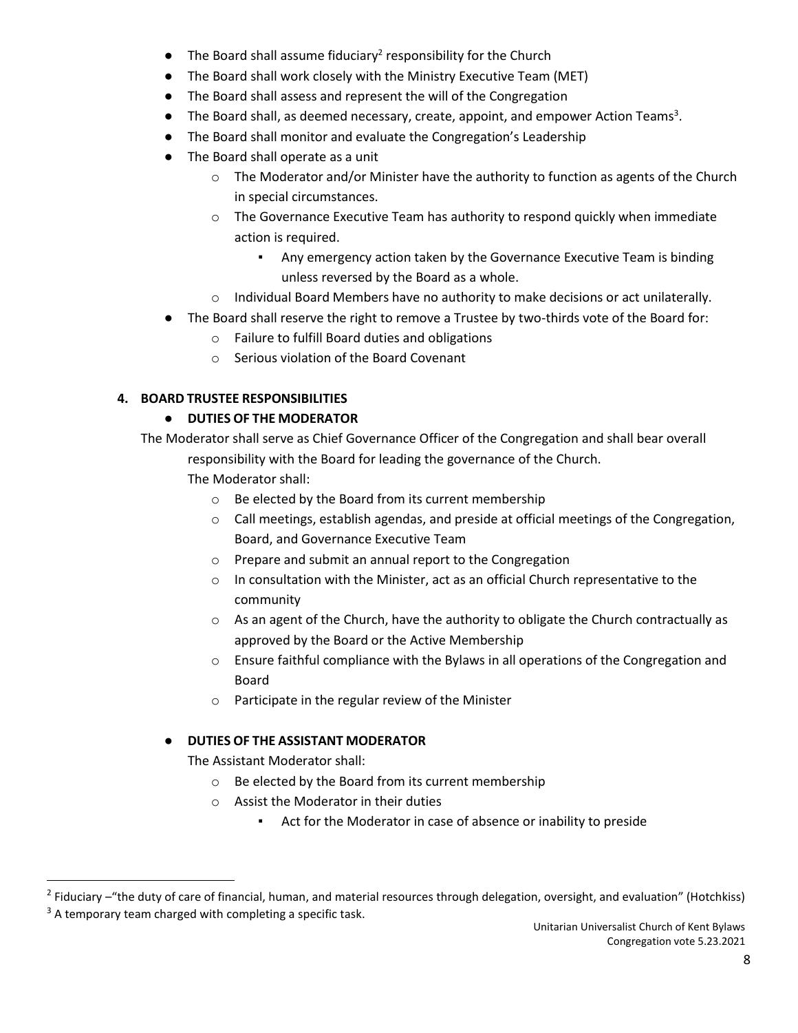- The Board shall assume fiduciary[2] responsibility for the Church
- The Board shall work closely with the Ministry Executive Team (MET)
- The Board shall assess and represent the will of the Congregation
- The Board shall, as deemed necessary, create, appoint, and empower Action Teams[3].
- The Board shall monitor and evaluate the Congregation's Leadership
- The Board shall operate as a unit
  - The Moderator and/or Minister have the authority to function as agents of the Church in special circumstances.
  - The Governance Executive Team has authority to respond quickly when immediate action is required.
    - Any emergency action taken by the Governance Executive Team is binding unless reversed by the Board as a whole.
  - Individual Board Members have no authority to make decisions or act unilaterally.
- The Board shall reserve the right to remove a Trustee by two-thirds vote of the Board for:
  - Failure to fulfill Board duties and obligations
  - Serious violation of the Board Covenant

## 4. BOARD TRUSTEE RESPONSIBILITIES

- **DUTIES OF THE MODERATOR**

The Moderator shall serve as Chief Governance Officer of the Congregation and shall bear overall responsibility with the Board for leading the governance of the Church.

The Moderator shall:

- Be elected by the Board from its current membership
- Call meetings, establish agendas, and preside at official meetings of the Congregation, Board, and Governance Executive Team
- Prepare and submit an annual report to the Congregation
- In consultation with the Minister, act as an official Church representative to the community
- As an agent of the Church, have the authority to obligate the Church contractually as approved by the Board or the Active Membership
- Ensure faithful compliance with the Bylaws in all operations of the Congregation and Board
- Participate in the regular review of the Minister

- **DUTIES OF THE ASSISTANT MODERATOR**

The Assistant Moderator shall:

- Be elected by the Board from its current membership
- Assist the Moderator in their duties
  - Act for the Moderator in case of absence or inability to preside

---

[2] Fiduciary –"the duty of care of financial, human, and material resources through delegation, oversight, and evaluation" (Hotchkiss)

[3] A temporary team charged with completing a specific task.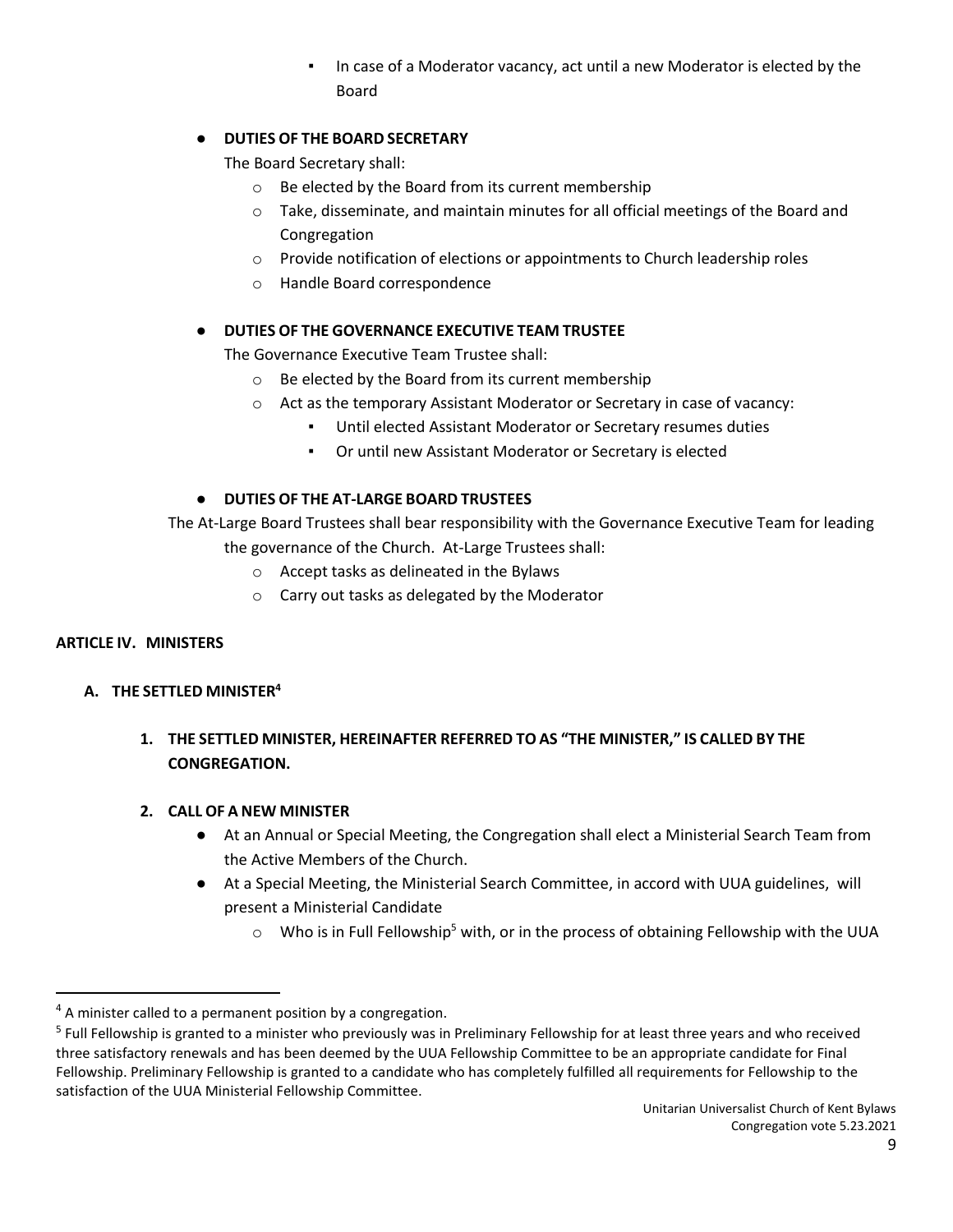- In case of a Moderator vacancy, act until a new Moderator is elected by the Board

- **DUTIES OF THE BOARD SECRETARY**

  The Board Secretary shall:

  - Be elected by the Board from its current membership
  - Take, disseminate, and maintain minutes for all official meetings of the Board and Congregation
  - Provide notification of elections or appointments to Church leadership roles
  - Handle Board correspondence

- **DUTIES OF THE GOVERNANCE EXECUTIVE TEAM TRUSTEE**

  The Governance Executive Team Trustee shall:

  - Be elected by the Board from its current membership
  - Act as the temporary Assistant Moderator or Secretary in case of vacancy:
    - Until elected Assistant Moderator or Secretary resumes duties
    - Or until new Assistant Moderator or Secretary is elected

- **DUTIES OF THE AT-LARGE BOARD TRUSTEES**

  The At-Large Board Trustees shall bear responsibility with the Governance Executive Team for leading the governance of the Church. At-Large Trustees shall:

  - Accept tasks as delineated in the Bylaws
  - Carry out tasks as delegated by the Moderator

## ARTICLE IV. MINISTERS

### A. THE SETTLED MINISTER[4]

#### 1. THE SETTLED MINISTER, HEREINAFTER REFERRED TO AS "THE MINISTER," IS CALLED BY THE CONGREGATION.

#### 2. CALL OF A NEW MINISTER

- At an Annual or Special Meeting, the Congregation shall elect a Ministerial Search Team from the Active Members of the Church.
- At a Special Meeting, the Ministerial Search Committee, in accord with UUA guidelines, will present a Ministerial Candidate
  - Who is in Full Fellowship[5] with, or in the process of obtaining Fellowship with the UUA

---

[4] A minister called to a permanent position by a congregation.

[5] Full Fellowship is granted to a minister who previously was in Preliminary Fellowship for at least three years and who received three satisfactory renewals and has been deemed by the UUA Fellowship Committee to be an appropriate candidate for Final Fellowship. Preliminary Fellowship is granted to a candidate who has completely fulfilled all requirements for Fellowship to the satisfaction of the UUA Ministerial Fellowship Committee.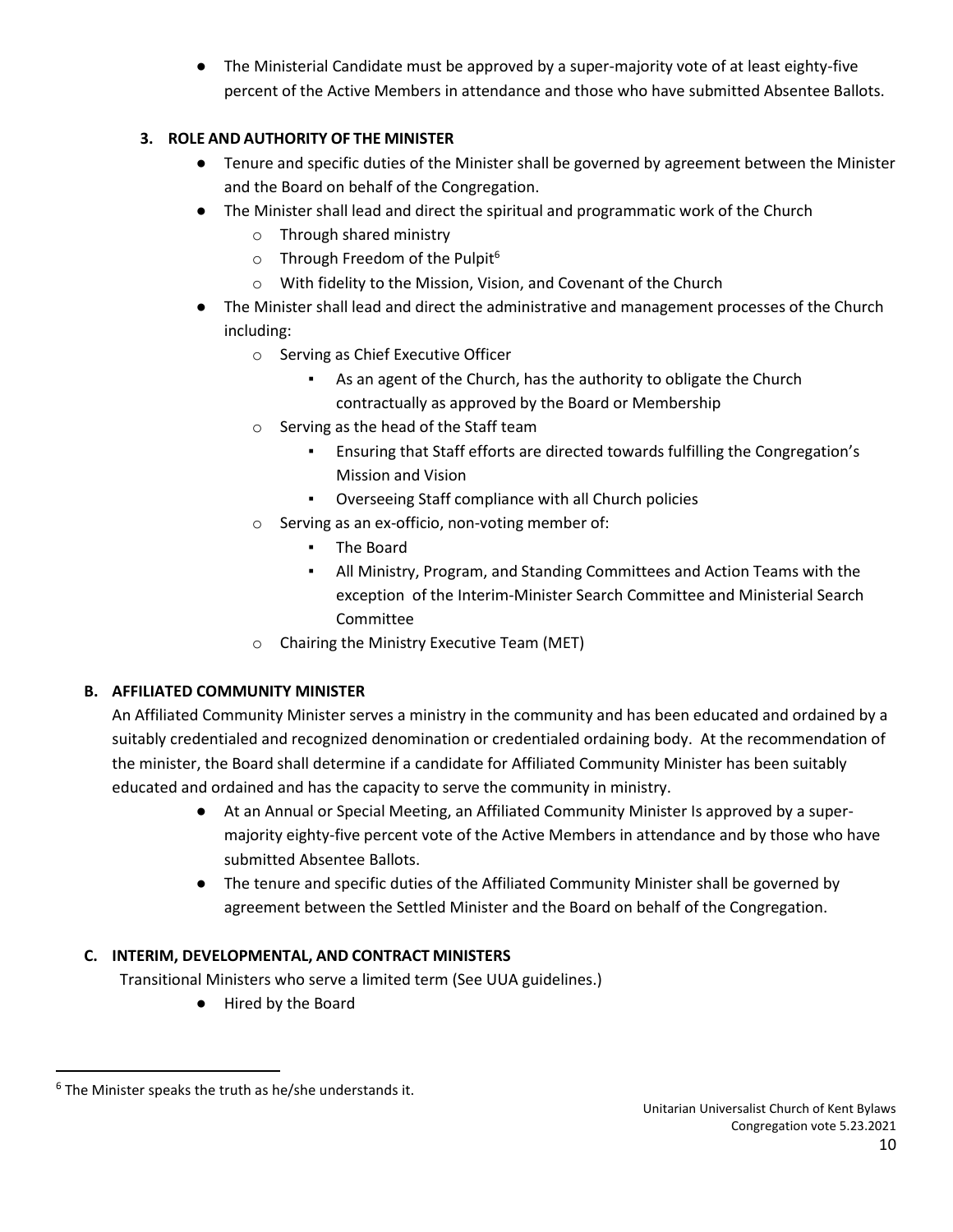- The Ministerial Candidate must be approved by a super-majority vote of at least eighty-five percent of the Active Members in attendance and those who have submitted Absentee Ballots.

### 3. ROLE AND AUTHORITY OF THE MINISTER

- Tenure and specific duties of the Minister shall be governed by agreement between the Minister and the Board on behalf of the Congregation.
- The Minister shall lead and direct the spiritual and programmatic work of the Church
  - Through shared ministry
  - Through Freedom of the Pulpit[6]
  - With fidelity to the Mission, Vision, and Covenant of the Church
- The Minister shall lead and direct the administrative and management processes of the Church including:
  - Serving as Chief Executive Officer
    - As an agent of the Church, has the authority to obligate the Church contractually as approved by the Board or Membership
  - Serving as the head of the Staff team
    - Ensuring that Staff efforts are directed towards fulfilling the Congregation's Mission and Vision
    - Overseeing Staff compliance with all Church policies
  - Serving as an ex-officio, non-voting member of:
    - The Board
    - All Ministry, Program, and Standing Committees and Action Teams with the exception of the Interim-Minister Search Committee and Ministerial Search Committee
  - Chairing the Ministry Executive Team (MET)

## B. AFFILIATED COMMUNITY MINISTER

An Affiliated Community Minister serves a ministry in the community and has been educated and ordained by a suitably credentialed and recognized denomination or credentialed ordaining body. At the recommendation of the minister, the Board shall determine if a candidate for Affiliated Community Minister has been suitably educated and ordained and has the capacity to serve the community in ministry.

- At an Annual or Special Meeting, an Affiliated Community Minister Is approved by a super-majority eighty-five percent vote of the Active Members in attendance and by those who have submitted Absentee Ballots.
- The tenure and specific duties of the Affiliated Community Minister shall be governed by agreement between the Settled Minister and the Board on behalf of the Congregation.

## C. INTERIM, DEVELOPMENTAL, AND CONTRACT MINISTERS

Transitional Ministers who serve a limited term (See UUA guidelines.)

- Hired by the Board

---

[6] The Minister speaks the truth as he/she understands it.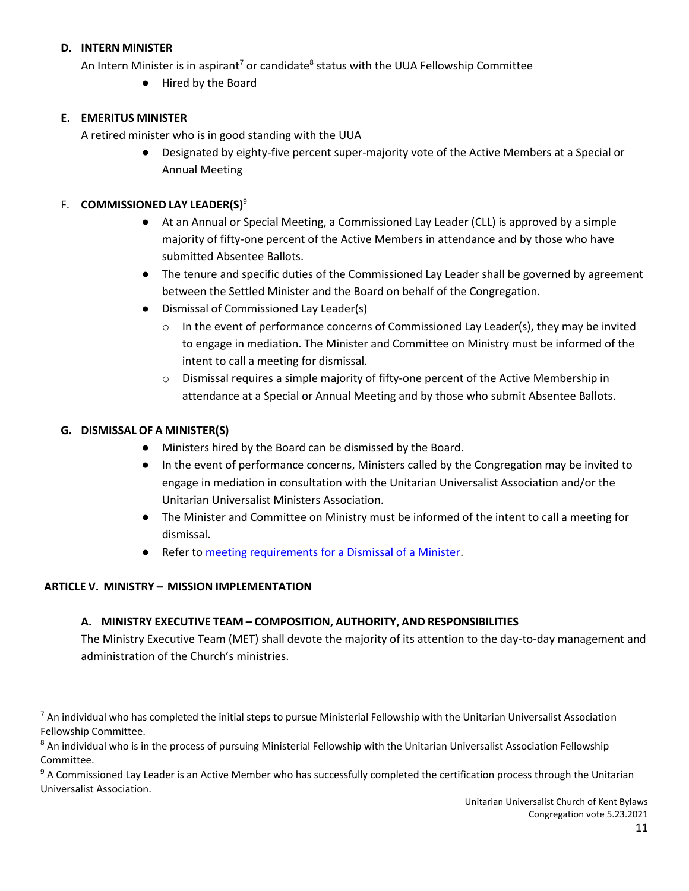### D. INTERN MINISTER

An Intern Minister is in aspirant[7] or candidate[8] status with the UUA Fellowship Committee

- Hired by the Board

### E. EMERITUS MINISTER

A retired minister who is in good standing with the UUA

- Designated by eighty-five percent super-majority vote of the Active Members at a Special or Annual Meeting

### F. COMMISSIONED LAY LEADER(S)[9]

- At an Annual or Special Meeting, a Commissioned Lay Leader (CLL) is approved by a simple majority of fifty-one percent of the Active Members in attendance and by those who have submitted Absentee Ballots.
- The tenure and specific duties of the Commissioned Lay Leader shall be governed by agreement between the Settled Minister and the Board on behalf of the Congregation.
- Dismissal of Commissioned Lay Leader(s)
  - In the event of performance concerns of Commissioned Lay Leader(s), they may be invited to engage in mediation. The Minister and Committee on Ministry must be informed of the intent to call a meeting for dismissal.
  - Dismissal requires a simple majority of fifty-one percent of the Active Membership in attendance at a Special or Annual Meeting and by those who submit Absentee Ballots.

### G. DISMISSAL OF A MINISTER(S)

- Ministers hired by the Board can be dismissed by the Board.
- In the event of performance concerns, Ministers called by the Congregation may be invited to engage in mediation in consultation with the Unitarian Universalist Association and/or the Unitarian Universalist Ministers Association.
- The Minister and Committee on Ministry must be informed of the intent to call a meeting for dismissal.
- Refer to meeting requirements for a Dismissal of a Minister.

## ARTICLE V. MINISTRY – MISSION IMPLEMENTATION

### A. MINISTRY EXECUTIVE TEAM – COMPOSITION, AUTHORITY, AND RESPONSIBILITIES

The Ministry Executive Team (MET) shall devote the majority of its attention to the day-to-day management and administration of the Church's ministries.

---

[7] An individual who has completed the initial steps to pursue Ministerial Fellowship with the Unitarian Universalist Association Fellowship Committee.

[8] An individual who is in the process of pursuing Ministerial Fellowship with the Unitarian Universalist Association Fellowship Committee.

[9] A Commissioned Lay Leader is an Active Member who has successfully completed the certification process through the Unitarian Universalist Association.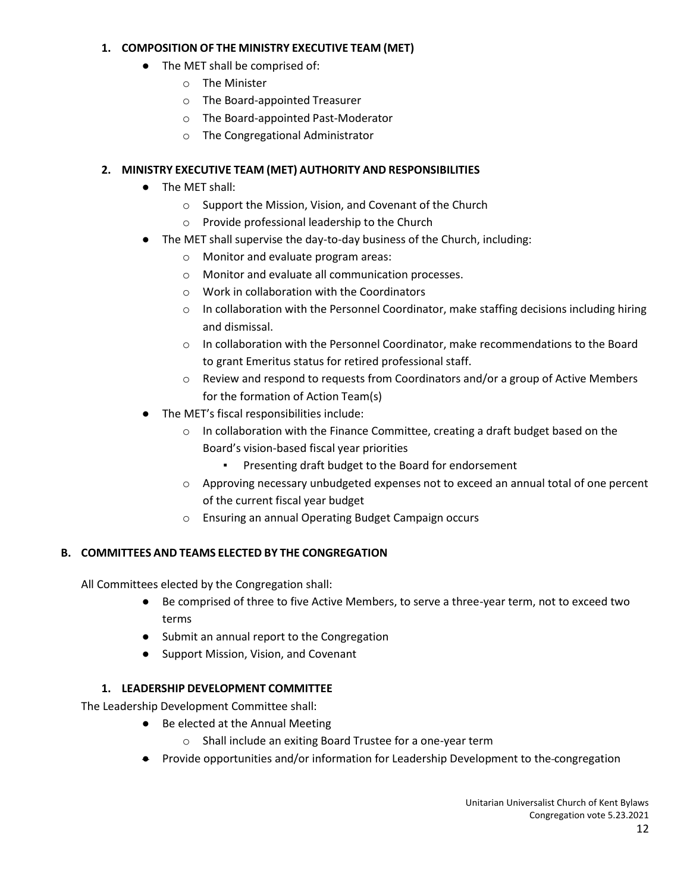### 1. COMPOSITION OF THE MINISTRY EXECUTIVE TEAM (MET)

- The MET shall be comprised of:
  - The Minister
  - The Board-appointed Treasurer
  - The Board-appointed Past-Moderator
  - The Congregational Administrator

### 2. MINISTRY EXECUTIVE TEAM (MET) AUTHORITY AND RESPONSIBILITIES

- The MET shall:
  - Support the Mission, Vision, and Covenant of the Church
  - Provide professional leadership to the Church
- The MET shall supervise the day-to-day business of the Church, including:
  - Monitor and evaluate program areas:
  - Monitor and evaluate all communication processes.
  - Work in collaboration with the Coordinators
  - In collaboration with the Personnel Coordinator, make staffing decisions including hiring and dismissal.
  - In collaboration with the Personnel Coordinator, make recommendations to the Board to grant Emeritus status for retired professional staff.
  - Review and respond to requests from Coordinators and/or a group of Active Members for the formation of Action Team(s)
- The MET's fiscal responsibilities include:
  - In collaboration with the Finance Committee, creating a draft budget based on the Board's vision-based fiscal year priorities
    - Presenting draft budget to the Board for endorsement
  - Approving necessary unbudgeted expenses not to exceed an annual total of one percent of the current fiscal year budget
  - Ensuring an annual Operating Budget Campaign occurs

## B. COMMITTEES AND TEAMS ELECTED BY THE CONGREGATION

All Committees elected by the Congregation shall:

- Be comprised of three to five Active Members, to serve a three-year term, not to exceed two terms
- Submit an annual report to the Congregation
- Support Mission, Vision, and Covenant

### 1. LEADERSHIP DEVELOPMENT COMMITTEE

The Leadership Development Committee shall:

- Be elected at the Annual Meeting
  - Shall include an exiting Board Trustee for a one-year term
- Provide opportunities and/or information for Leadership Development to the congregation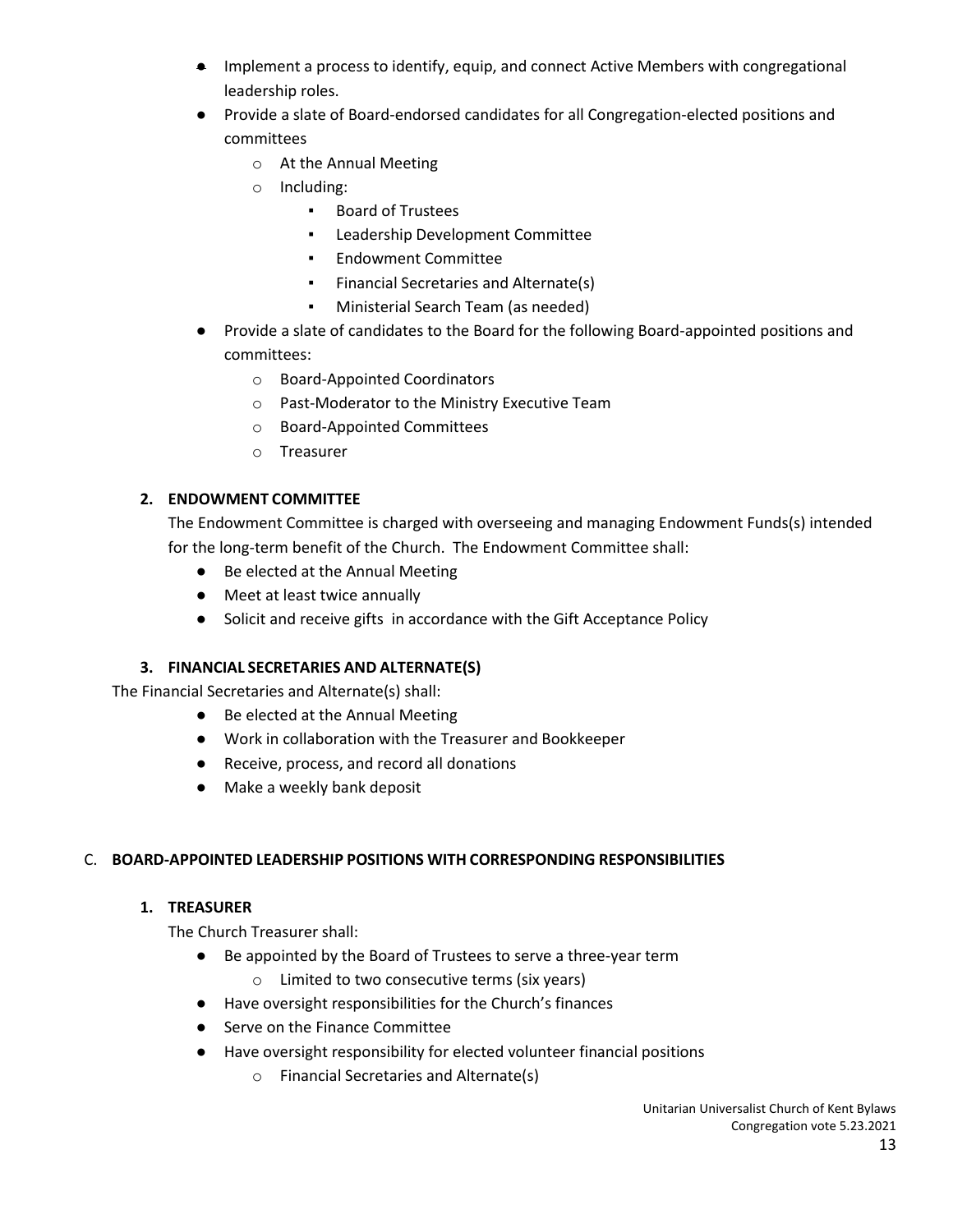- Implement a process to identify, equip, and connect Active Members with congregational leadership roles.
- Provide a slate of Board-endorsed candidates for all Congregation-elected positions and committees
  - At the Annual Meeting
  - Including:
    - Board of Trustees
    - Leadership Development Committee
    - Endowment Committee
    - Financial Secretaries and Alternate(s)
    - Ministerial Search Team (as needed)
- Provide a slate of candidates to the Board for the following Board-appointed positions and committees:
  - Board-Appointed Coordinators
  - Past-Moderator to the Ministry Executive Team
  - Board-Appointed Committees
  - Treasurer

### 2. ENDOWMENT COMMITTEE

The Endowment Committee is charged with overseeing and managing Endowment Funds(s) intended for the long-term benefit of the Church. The Endowment Committee shall:

- Be elected at the Annual Meeting
- Meet at least twice annually
- Solicit and receive gifts in accordance with the Gift Acceptance Policy

### 3. FINANCIAL SECRETARIES AND ALTERNATE(S)

The Financial Secretaries and Alternate(s) shall:

- Be elected at the Annual Meeting
- Work in collaboration with the Treasurer and Bookkeeper
- Receive, process, and record all donations
- Make a weekly bank deposit

## C. BOARD-APPOINTED LEADERSHIP POSITIONS WITH CORRESPONDING RESPONSIBILITIES

### 1. TREASURER

The Church Treasurer shall:

- Be appointed by the Board of Trustees to serve a three-year term
  - Limited to two consecutive terms (six years)
- Have oversight responsibilities for the Church's finances
- Serve on the Finance Committee
- Have oversight responsibility for elected volunteer financial positions
  - Financial Secretaries and Alternate(s)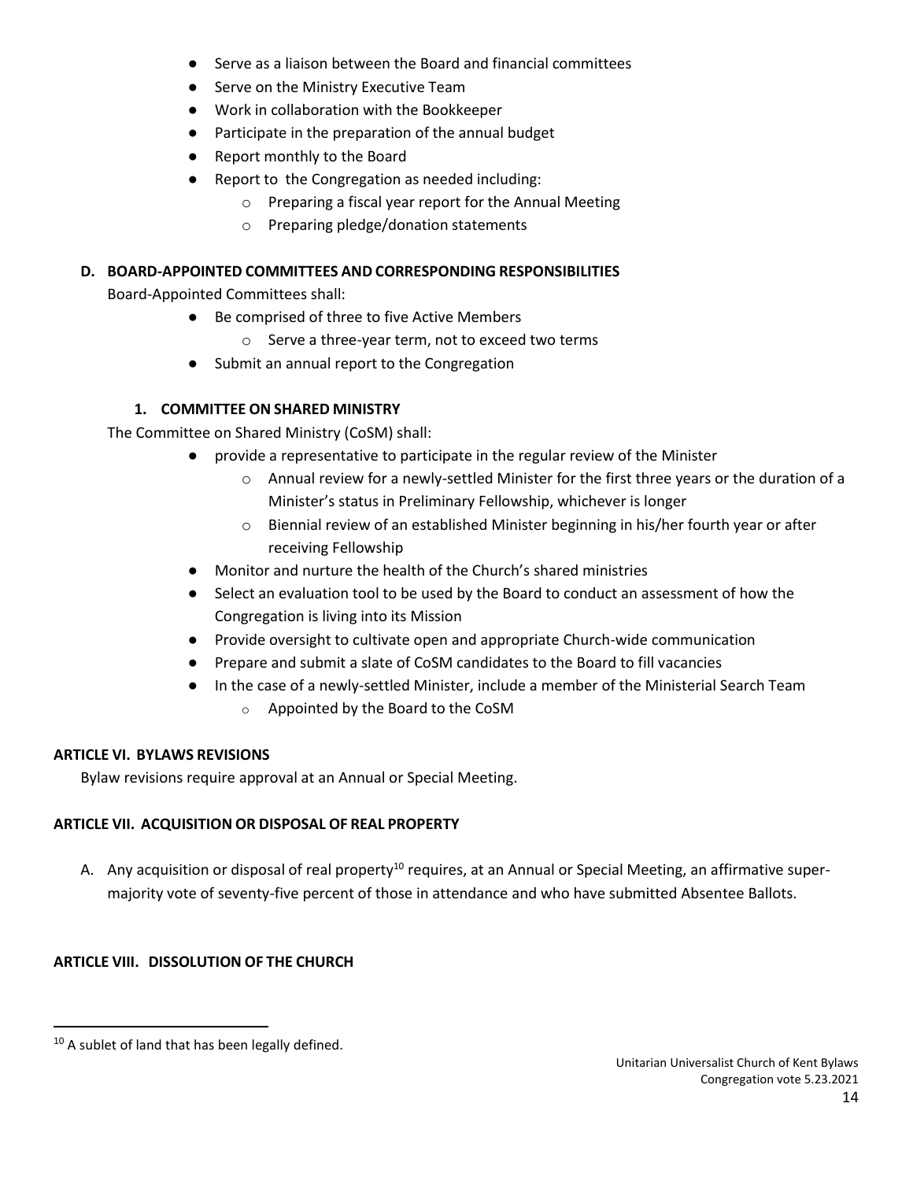- Serve as a liaison between the Board and financial committees
- Serve on the Ministry Executive Team
- Work in collaboration with the Bookkeeper
- Participate in the preparation of the annual budget
- Report monthly to the Board
- Report to the Congregation as needed including:
  - Preparing a fiscal year report for the Annual Meeting
  - Preparing pledge/donation statements

### D. BOARD-APPOINTED COMMITTEES AND CORRESPONDING RESPONSIBILITIES

Board-Appointed Committees shall:

- Be comprised of three to five Active Members
  - Serve a three-year term, not to exceed two terms
- Submit an annual report to the Congregation

#### 1. COMMITTEE ON SHARED MINISTRY

The Committee on Shared Ministry (CoSM) shall:

- provide a representative to participate in the regular review of the Minister
  - Annual review for a newly-settled Minister for the first three years or the duration of a Minister's status in Preliminary Fellowship, whichever is longer
  - Biennial review of an established Minister beginning in his/her fourth year or after receiving Fellowship
- Monitor and nurture the health of the Church's shared ministries
- Select an evaluation tool to be used by the Board to conduct an assessment of how the Congregation is living into its Mission
- Provide oversight to cultivate open and appropriate Church-wide communication
- Prepare and submit a slate of CoSM candidates to the Board to fill vacancies
- In the case of a newly-settled Minister, include a member of the Ministerial Search Team
  - Appointed by the Board to the CoSM

## ARTICLE VI. BYLAWS REVISIONS

Bylaw revisions require approval at an Annual or Special Meeting.

## ARTICLE VII. ACQUISITION OR DISPOSAL OF REAL PROPERTY

A. Any acquisition or disposal of real property[10] requires, at an Annual or Special Meeting, an affirmative super-majority vote of seventy-five percent of those in attendance and who have submitted Absentee Ballots.

## ARTICLE VIII. DISSOLUTION OF THE CHURCH

[10] A sublet of land that has been legally defined.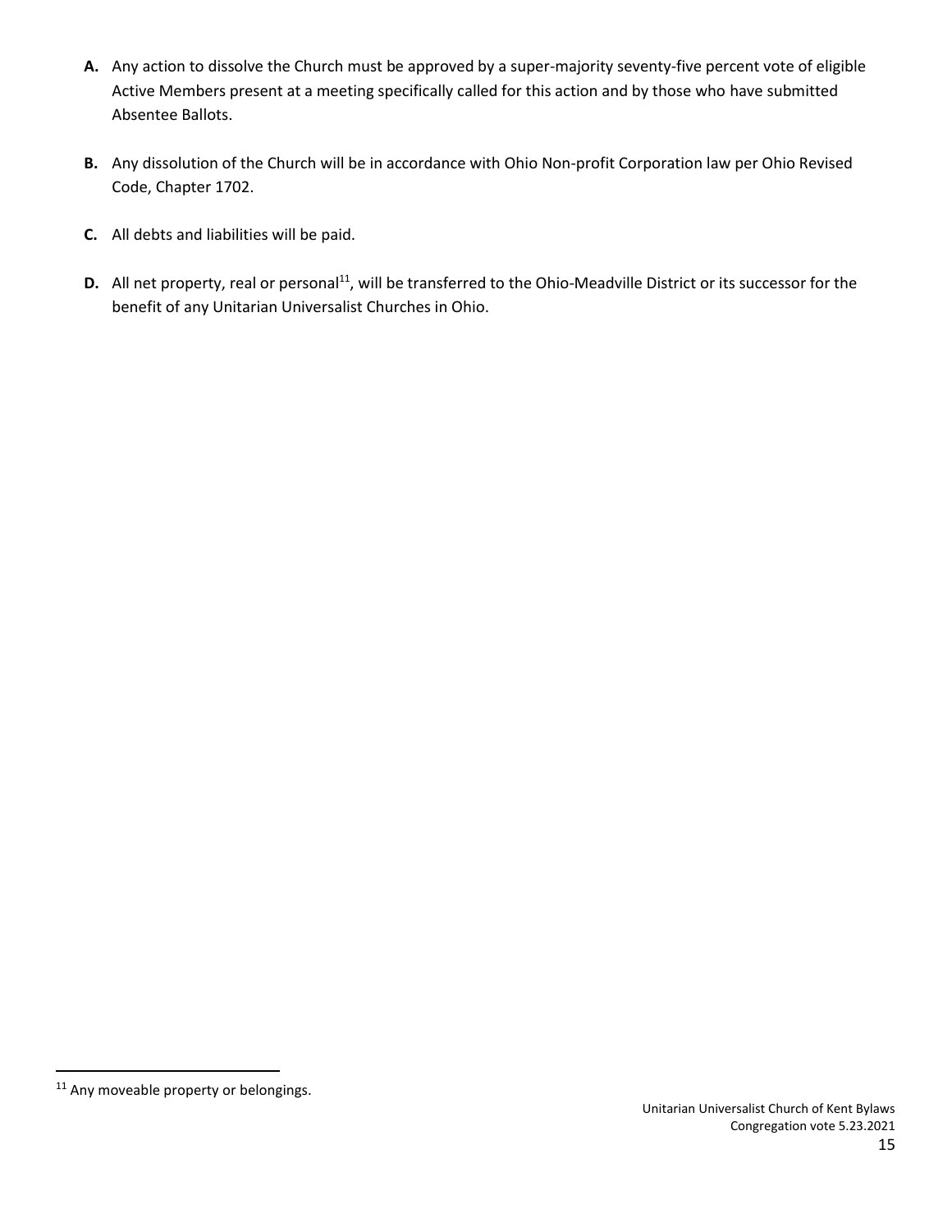**A.** Any action to dissolve the Church must be approved by a super-majority seventy-five percent vote of eligible Active Members present at a meeting specifically called for this action and by those who have submitted Absentee Ballots.

**B.** Any dissolution of the Church will be in accordance with Ohio Non-profit Corporation law per Ohio Revised Code, Chapter 1702.

**C.** All debts and liabilities will be paid.

**D.** All net property, real or personal[11], will be transferred to the Ohio-Meadville District or its successor for the benefit of any Unitarian Universalist Churches in Ohio.

[11] Any moveable property or belongings.